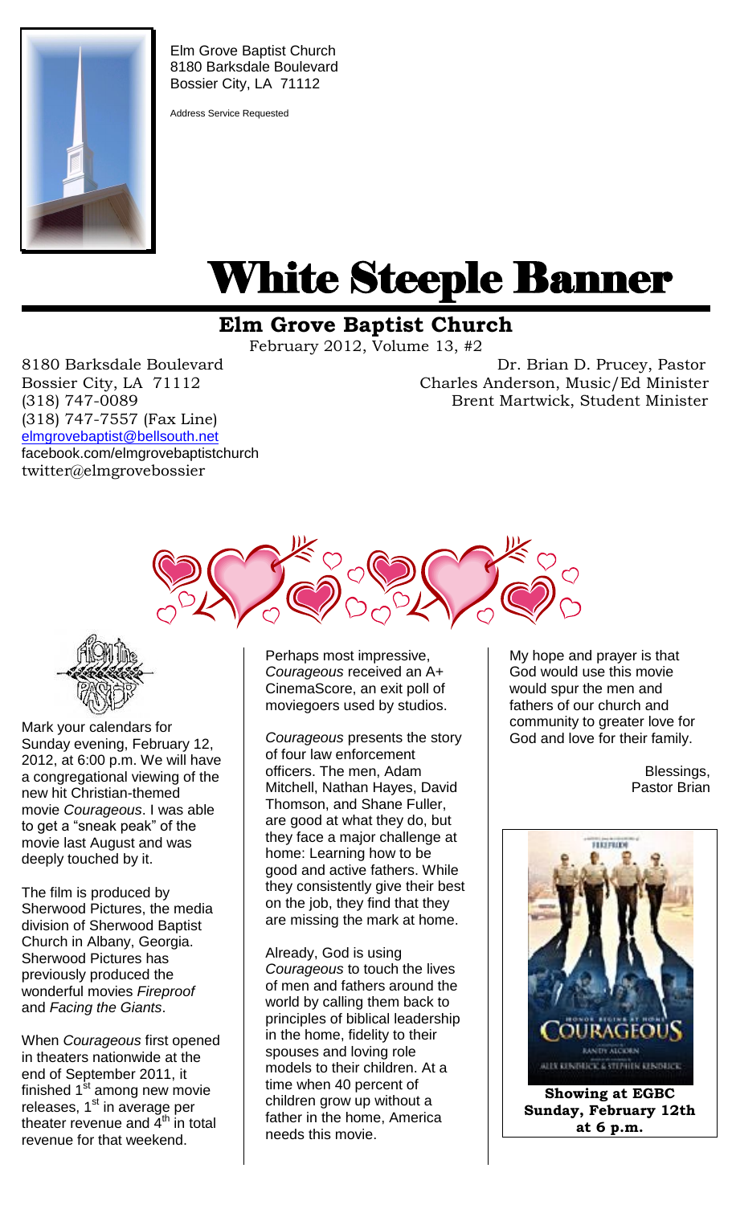Elm Grove Baptist Church
8180 Barksdale Boulevard
Bossier City, LA 71112

Address Service Requested

# White Steeple Banner

## Elm Grove Baptist Church

February 2012, Volume 13, #2

8180 Barksdale Boulevard
Bossier City, LA 71112
(318) 747-0089
(318) 747-7557 (Fax Line)
elmgrovebaptist@bellsouth.net
facebook.com/elmgrovebaptistchurch
twitter@elmgrovebossier

Dr. Brian D. Prucey, Pastor
Charles Anderson, Music/Ed Minister
Brent Martwick, Student Minister

### From the Pastor

Mark your calendars for Sunday evening, February 12, 2012, at 6:00 p.m. We will have a congregational viewing of the new hit Christian-themed movie *Courageous*. I was able to get a "sneak peak" of the movie last August and was deeply touched by it.

The film is produced by Sherwood Pictures, the media division of Sherwood Baptist Church in Albany, Georgia. Sherwood Pictures has previously produced the wonderful movies *Fireproof* and *Facing the Giants*.

When *Courageous* first opened in theaters nationwide at the end of September 2011, it finished 1st among new movie releases, 1st in average per theater revenue and 4th in total revenue for that weekend.

Perhaps most impressive, *Courageous* received an A+ CinemaScore, an exit poll of moviegoers used by studios.

*Courageous* presents the story of four law enforcement officers. The men, Adam Mitchell, Nathan Hayes, David Thomson, and Shane Fuller, are good at what they do, but they face a major challenge at home: Learning how to be good and active fathers. While they consistently give their best on the job, they find that they are missing the mark at home.

Already, God is using *Courageous* to touch the lives of men and fathers around the world by calling them back to principles of biblical leadership in the home, fidelity to their spouses and loving role models to their children. At a time when 40 percent of children grow up without a father in the home, America needs this movie.

My hope and prayer is that God would use this movie would spur the men and fathers of our church and community to greater love for God and love for their family.

Blessings,
Pastor Brian

**Showing at EGBC Sunday, February 12th at 6 p.m.**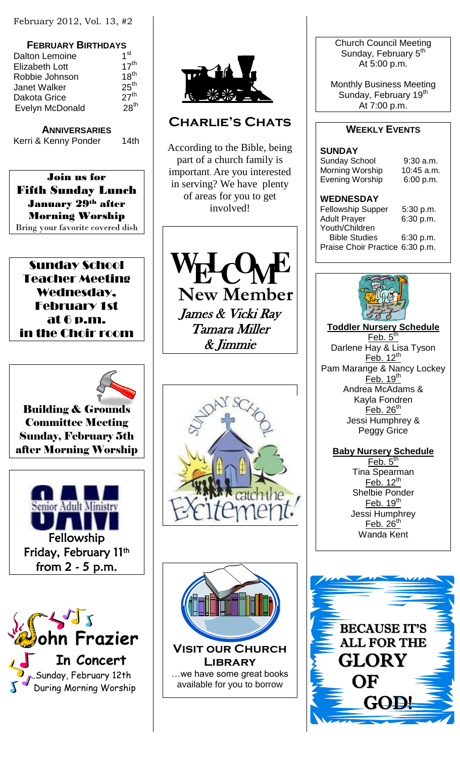February 2012, Vol. 13, #2

### FEBRUARY BIRTHDAYS

| | |
|---|---|
| Dalton Lemoine | 1st |
| Elizabeth Lott | 17th |
| Robbie Johnson | 18th |
| Janet Walker | 25th |
| Dakota Grice | 27th |
| Evelyn McDonald | 28th |

### ANNIVERSARIES

Kerri & Kenny Ponder 14th

**Join us for Fifth Sunday Lunch January 29th after Morning Worship**

Bring your favorite covered dish

**Sunday School Teacher Meeting Wednesday, February 1st at 6 p.m. in the Choir room**

**Building & Grounds Committee Meeting Sunday, February 5th after Morning Worship**

Senior Adult Ministry

SAM

Fellowship

Friday, February 11th

from 2 - 5 p.m.

**John Frazier**

**In Concert**

Sunday, February 12th

During Morning Worship

## CHARLIE'S CHATS

According to the Bible, being part of a church family is important. Are you interested in serving? We have plenty of areas for you to get involved!

**WELCOME**

**New Member**

*James & Vicki Ray*

*Tamara Miller*

*& Jimmie*

SUNDAY SCHOOL catch the Excitement!

**VISIT OUR CHURCH LIBRARY**

…we have some great books available for you to borrow

Church Council Meeting

Sunday, February 5th

At 5:00 p.m.

Monthly Business Meeting

Sunday, February 19th

At 7:00 p.m.

### WEEKLY EVENTS

**SUNDAY**

| | |
|---|---|
| Sunday School | 9:30 a.m. |
| Morning Worship | 10:45 a.m. |
| Evening Worship | 6:00 p.m. |

**WEDNESDAY**

| | |
|---|---|
| Fellowship Supper | 5:30 p.m. |
| Adult Prayer | 6:30 p.m. |
| Youth/Children Bible Studies | 6:30 p.m. |
| Praise Choir Practice | 6:30 p.m. |

**Toddler Nursery Schedule**

Feb. 5th

Darlene Hay & Lisa Tyson

Feb. 12th

Pam Marange & Nancy Lockey

Feb. 19th

Andrea McAdams & Kayla Fondren

Feb. 26th

Jessi Humphrey & Peggy Grice

**Baby Nursery Schedule**

Feb. 5th

Tina Spearman

Feb. 12th

Shelbie Ponder

Feb. 19th

Jessi Humphrey

Feb. 26th

Wanda Kent

**BECAUSE IT'S ALL FOR THE GLORY OF GOD!**